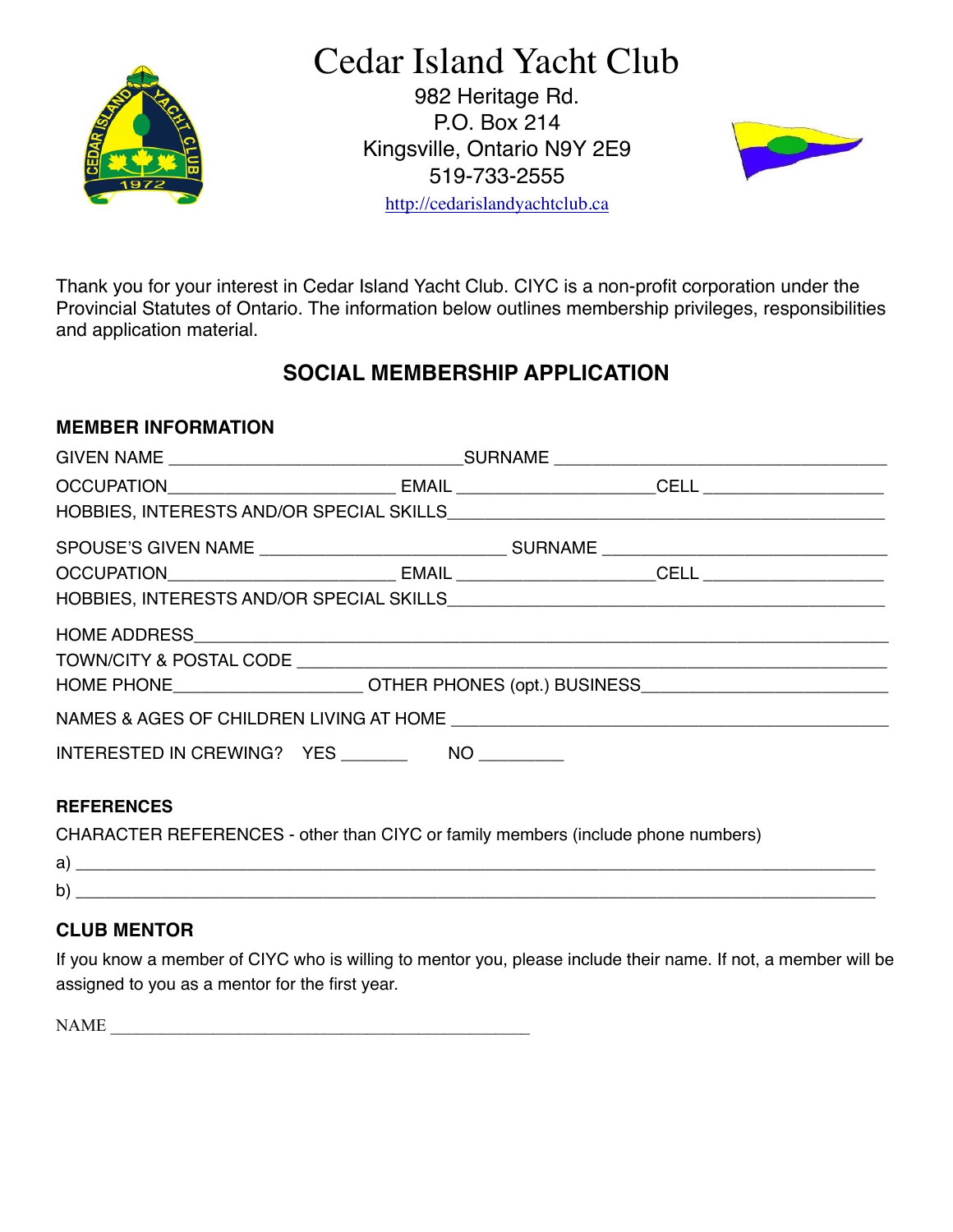# Cedar Island Yacht Club

982 Heritage Rd.
P.O. Box 214
Kingsville, Ontario N9Y 2E9
519-733-2555
http://cedarislandyachtclub.ca

Thank you for your interest in Cedar Island Yacht Club. CIYC is a non-profit corporation under the Provincial Statutes of Ontario. The information below outlines membership privileges, responsibilities and application material.

## SOCIAL MEMBERSHIP APPLICATION

### MEMBER INFORMATION

GIVEN NAME ______________________________SURNAME __________________________________

OCCUPATION_______________________ EMAIL ____________________CELL __________________

HOBBIES, INTERESTS AND/OR SPECIAL SKILLS_____________________________________________

SPOUSE'S GIVEN NAME _________________________ SURNAME ____________________________

OCCUPATION_______________________ EMAIL ____________________CELL __________________

HOBBIES, INTERESTS AND/OR SPECIAL SKILLS_____________________________________________

HOME ADDRESS____________________________________________________________________

TOWN/CITY & POSTAL CODE ____________________________________________________________

HOME PHONE___________________ OTHER PHONES (opt.) BUSINESS_________________________

NAMES & AGES OF CHILDREN LIVING AT HOME ____________________________________________

INTERESTED IN CREWING? YES _______ NO _________

### REFERENCES

CHARACTER REFERENCES - other than CIYC or family members (include phone numbers)

a) ________________________________________________________________________________

b) ________________________________________________________________________________

### CLUB MENTOR

If you know a member of CIYC who is willing to mentor you, please include their name. If not, a member will be assigned to you as a mentor for the first year.

NAME ______________________________________________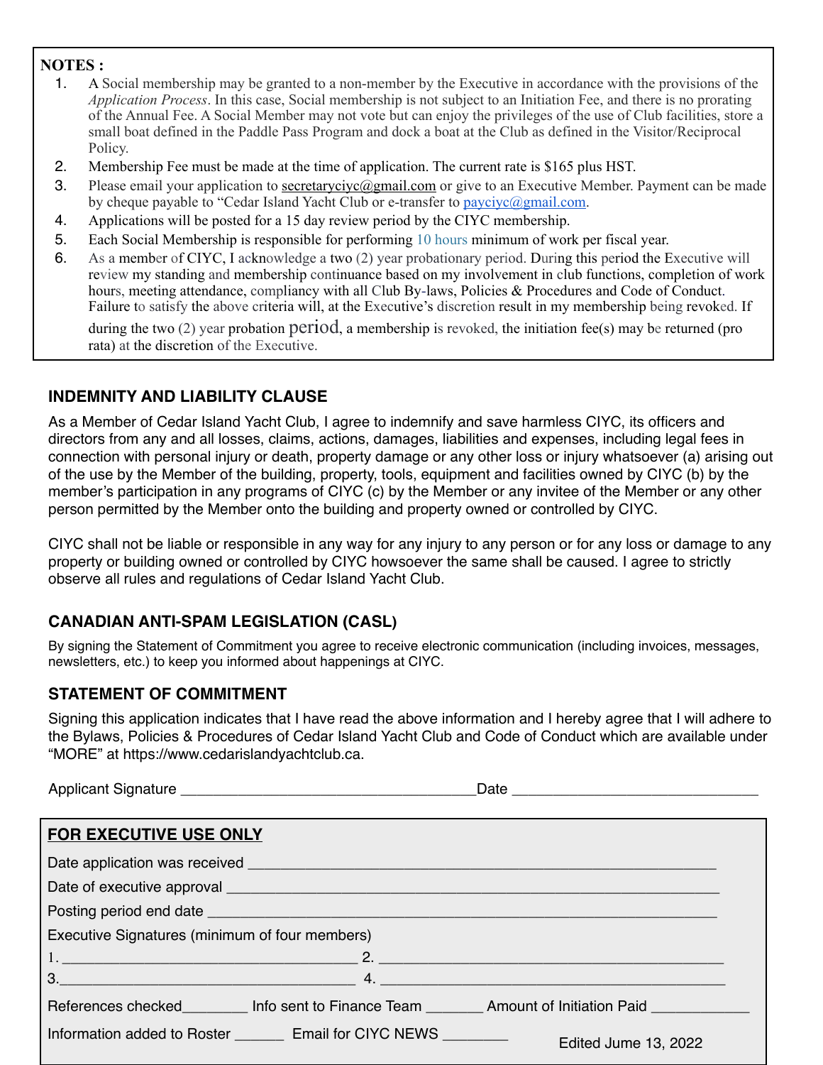**NOTES :**

1. A Social membership may be granted to a non-member by the Executive in accordance with the provisions of the *Application Process*. In this case, Social membership is not subject to an Initiation Fee, and there is no prorating of the Annual Fee. A Social Member may not vote but can enjoy the privileges of the use of Club facilities, store a small boat defined in the Paddle Pass Program and dock a boat at the Club as defined in the Visitor/Reciprocal Policy.
2. Membership Fee must be made at the time of application. The current rate is $165 plus HST.
3. Please email your application to secretaryciyc@gmail.com or give to an Executive Member. Payment can be made by cheque payable to "Cedar Island Yacht Club or e-transfer to payciyc@gmail.com.
4. Applications will be posted for a 15 day review period by the CIYC membership.
5. Each Social Membership is responsible for performing 10 hours minimum of work per fiscal year.
6. As a member of CIYC, I acknowledge a two (2) year probationary period. During this period the Executive will review my standing and membership continuance based on my involvement in club functions, completion of work hours, meeting attendance, compliancy with all Club By-laws, Policies & Procedures and Code of Conduct. Failure to satisfy the above criteria will, at the Executive's discretion result in my membership being revoked. If during the two (2) year probation period, a membership is revoked, the initiation fee(s) may be returned (pro rata) at the discretion of the Executive.

## INDEMNITY AND LIABILITY CLAUSE

As a Member of Cedar Island Yacht Club, I agree to indemnify and save harmless CIYC, its officers and directors from any and all losses, claims, actions, damages, liabilities and expenses, including legal fees in connection with personal injury or death, property damage or any other loss or injury whatsoever (a) arising out of the use by the Member of the building, property, tools, equipment and facilities owned by CIYC (b) by the member's participation in any programs of CIYC (c) by the Member or any invitee of the Member or any other person permitted by the Member onto the building and property owned or controlled by CIYC.

CIYC shall not be liable or responsible in any way for any injury to any person or for any loss or damage to any property or building owned or controlled by CIYC howsoever the same shall be caused. I agree to strictly observe all rules and regulations of Cedar Island Yacht Club.

## CANADIAN ANTI-SPAM LEGISLATION (CASL)

By signing the Statement of Commitment you agree to receive electronic communication (including invoices, messages, newsletters, etc.) to keep you informed about happenings at CIYC.

## STATEMENT OF COMMITMENT

Signing this application indicates that I have read the above information and I hereby agree that I will adhere to the Bylaws, Policies & Procedures of Cedar Island Yacht Club and Code of Conduct which are available under "MORE" at https://www.cedarislandyachtclub.ca.

Applicant Signature ____________________________________ Date ______________________________

**FOR EXECUTIVE USE ONLY**

Date application was received ________________________________________________________

Date of executive approval __________________________________________________________

Posting period end date _____________________________________________________________

Executive Signatures (minimum of four members)

1. ____________________________________ 2. ______________________________________

3. ____________________________________ 4. ______________________________________

References checked________ Info sent to Finance Team _______ Amount of Initiation Paid ____________

Information added to Roster ______ Email for CIYC NEWS ________

Edited Jume 13, 2022